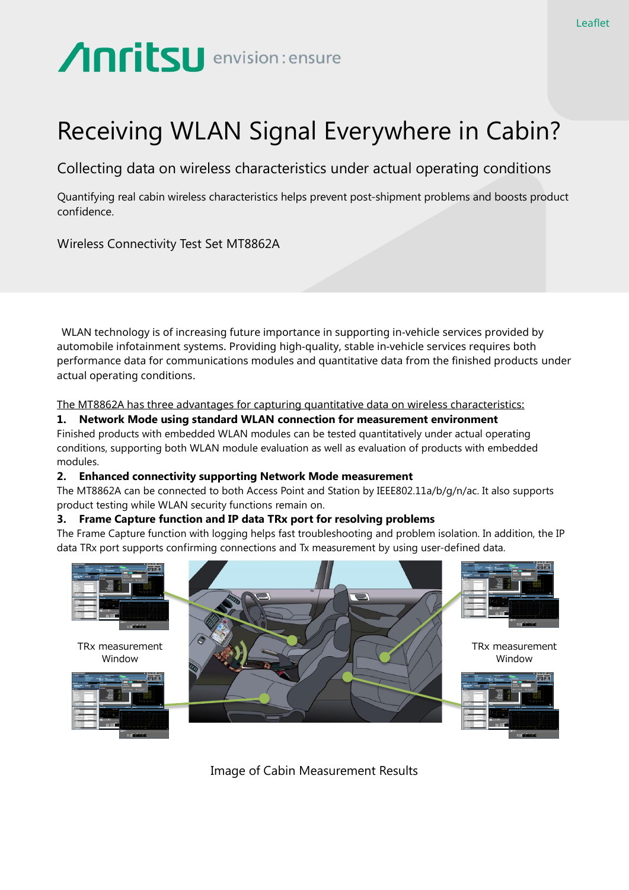Leaflet

Anritsu envision : ensure

# Receiving WLAN Signal Everywhere in Cabin?

## Collecting data on wireless characteristics under actual operating conditions

Quantifying real cabin wireless characteristics helps prevent post-shipment problems and boosts product confidence.

Wireless Connectivity Test Set MT8862A

WLAN technology is of increasing future importance in supporting in-vehicle services provided by automobile infotainment systems. Providing high-quality, stable in-vehicle services requires both performance data for communications modules and quantitative data from the finished products under actual operating conditions.

The MT8862A has three advantages for capturing quantitative data on wireless characteristics:

**1. Network Mode using standard WLAN connection for measurement environment**

Finished products with embedded WLAN modules can be tested quantitatively under actual operating conditions, supporting both WLAN module evaluation as well as evaluation of products with embedded modules.

**2. Enhanced connectivity supporting Network Mode measurement**

The MT8862A can be connected to both Access Point and Station by IEEE802.11a/b/g/n/ac. It also supports product testing while WLAN security functions remain on.

**3. Frame Capture function and IP data TRx port for resolving problems**

The Frame Capture function with logging helps fast troubleshooting and problem isolation. In addition, the IP data TRx port supports confirming connections and Tx measurement by using user-defined data.

TRx measurement Window

TRx measurement Window

Image of Cabin Measurement Results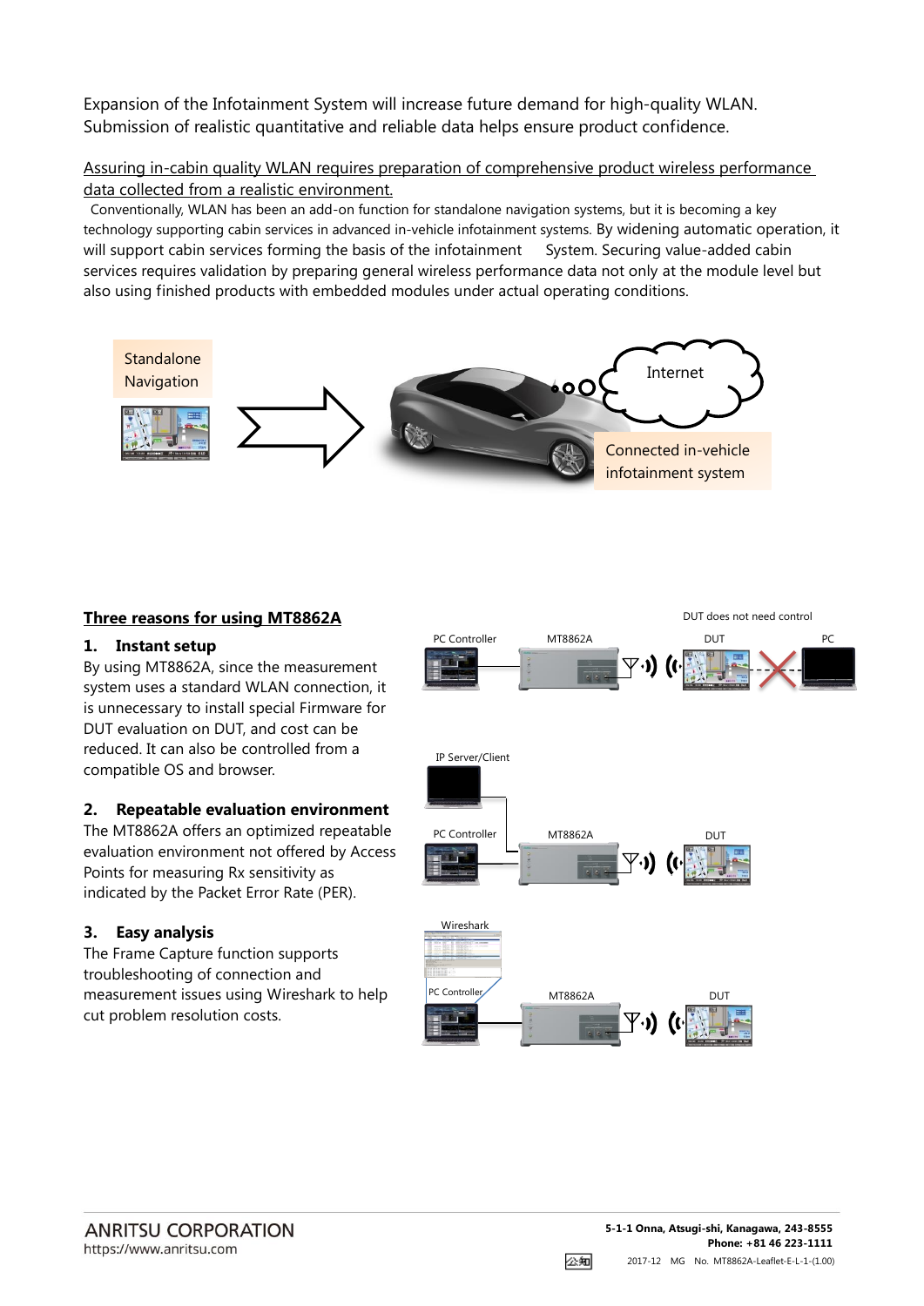Expansion of the Infotainment System will increase future demand for high-quality WLAN.
Submission of realistic quantitative and reliable data helps ensure product confidence.

Assuring in-cabin quality WLAN requires preparation of comprehensive product wireless performance data collected from a realistic environment.

Conventionally, WLAN has been an add-on function for standalone navigation systems, but it is becoming a key technology supporting cabin services in advanced in-vehicle infotainment systems. By widening automatic operation, it will support cabin services forming the basis of the infotainment System. Securing value-added cabin services requires validation by preparing general wireless performance data not only at the module level but also using finished products with embedded modules under actual operating conditions.

Standalone Navigation

Internet

Connected in-vehicle infotainment system

## Three reasons for using MT8862A

### 1. Instant setup

By using MT8862A, since the measurement system uses a standard WLAN connection, it is unnecessary to install special Firmware for DUT evaluation on DUT, and cost can be reduced. It can also be controlled from a compatible OS and browser.

DUT does not need control

PC Controller

MT8862A

DUT

PC

### 2. Repeatable evaluation environment

The MT8862A offers an optimized repeatable evaluation environment not offered by Access Points for measuring Rx sensitivity as indicated by the Packet Error Rate (PER).

IP Server/Client

PC Controller

MT8862A

DUT

### 3. Easy analysis

The Frame Capture function supports troubleshooting of connection and measurement issues using Wireshark to help cut problem resolution costs.

Wireshark

PC Controller

MT8862A

DUT

**ANRITSU CORPORATION**
https://www.anritsu.com

**5-1-1 Onna, Atsugi-shi, Kanagawa, 243-8555**
**Phone: +81 46 223-1111**

公知

2017-12 MG No. MT8862A-Leaflet-E-L-1-(1.00)